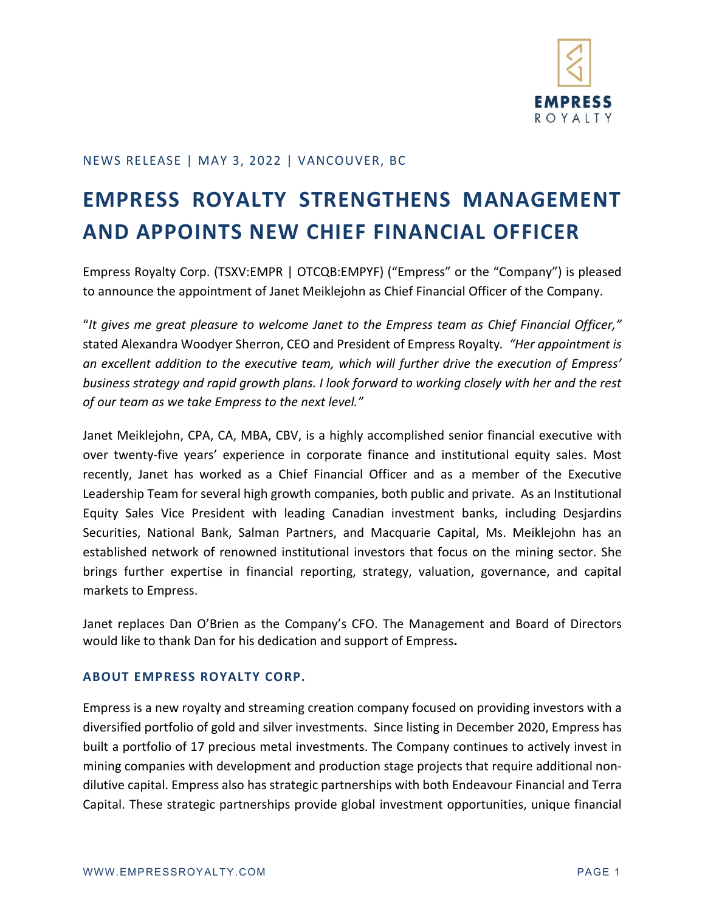NEWS RELEASE | MAY 3, 2022 | VANCOUVER, BC

# EMPRESS ROYALTY STRENGTHENS MANAGEMENT AND APPOINTS NEW CHIEF FINANCIAL OFFICER

Empress Royalty Corp. (TSXV:EMPR | OTCQB:EMPYF) ("Empress" or the "Company") is pleased to announce the appointment of Janet Meiklejohn as Chief Financial Officer of the Company.

"*It gives me great pleasure to welcome Janet to the Empress team as Chief Financial Officer,"* stated Alexandra Woodyer Sherron, CEO and President of Empress Royalty. *"Her appointment is an excellent addition to the executive team, which will further drive the execution of Empress' business strategy and rapid growth plans. I look forward to working closely with her and the rest of our team as we take Empress to the next level."*

Janet Meiklejohn, CPA, CA, MBA, CBV, is a highly accomplished senior financial executive with over twenty-five years' experience in corporate finance and institutional equity sales. Most recently, Janet has worked as a Chief Financial Officer and as a member of the Executive Leadership Team for several high growth companies, both public and private. As an Institutional Equity Sales Vice President with leading Canadian investment banks, including Desjardins Securities, National Bank, Salman Partners, and Macquarie Capital, Ms. Meiklejohn has an established network of renowned institutional investors that focus on the mining sector. She brings further expertise in financial reporting, strategy, valuation, governance, and capital markets to Empress.

Janet replaces Dan O'Brien as the Company's CFO. The Management and Board of Directors would like to thank Dan for his dedication and support of Empress**.**

### ABOUT EMPRESS ROYALTY CORP.

Empress is a new royalty and streaming creation company focused on providing investors with a diversified portfolio of gold and silver investments. Since listing in December 2020, Empress has built a portfolio of 17 precious metal investments. The Company continues to actively invest in mining companies with development and production stage projects that require additional non-dilutive capital. Empress also has strategic partnerships with both Endeavour Financial and Terra Capital. These strategic partnerships provide global investment opportunities, unique financial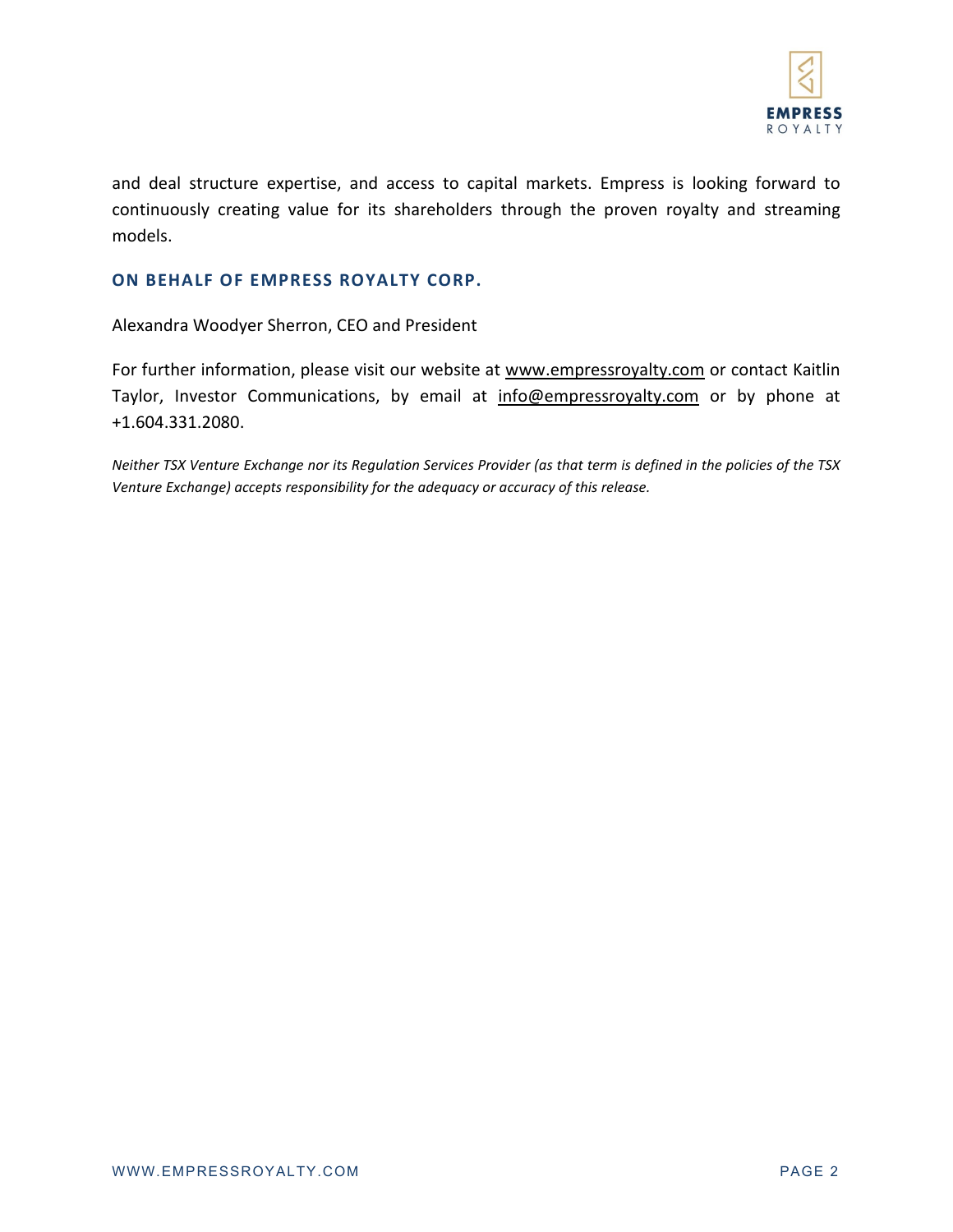and deal structure expertise, and access to capital markets. Empress is looking forward to continuously creating value for its shareholders through the proven royalty and streaming models.

## ON BEHALF OF EMPRESS ROYALTY CORP.

Alexandra Woodyer Sherron, CEO and President

For further information, please visit our website at www.empressroyalty.com or contact Kaitlin Taylor, Investor Communications, by email at info@empressroyalty.com or by phone at +1.604.331.2080.

*Neither TSX Venture Exchange nor its Regulation Services Provider (as that term is defined in the policies of the TSX Venture Exchange) accepts responsibility for the adequacy or accuracy of this release.*